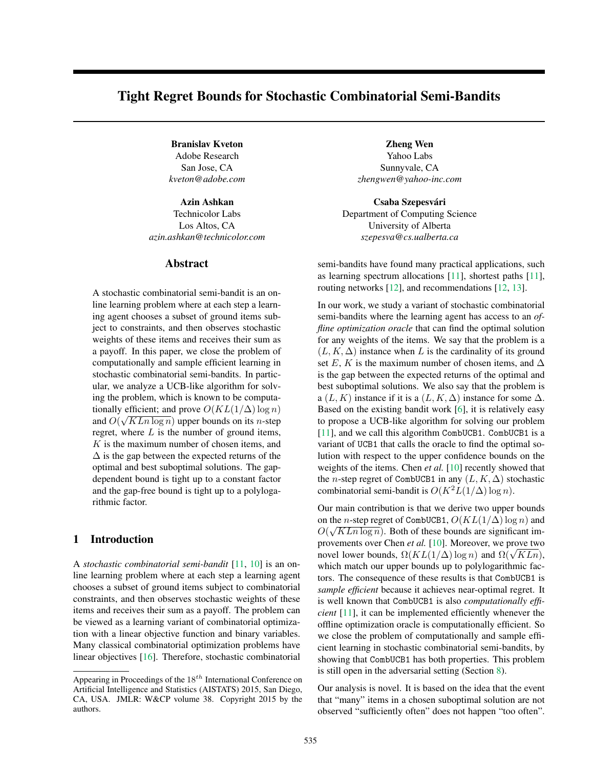# Tight Regret Bounds for Stochastic Combinatorial Semi-Bandits

**Branislav Kveton**
Adobe Research
San Jose, CA
*kveton@adobe.com*

**Zheng Wen**
Yahoo Labs
Sunnyvale, CA
*zhengwen@yahoo-inc.com*

**Azin Ashkan**
Technicolor Labs
Los Altos, CA
*azin.ashkan@technicolor.com*

**Csaba Szepesvári**
Department of Computing Science
University of Alberta
*szepesva@cs.ualberta.ca*

## Abstract

A stochastic combinatorial semi-bandit is an online learning problem where at each step a learning agent chooses a subset of ground items subject to constraints, and then observes stochastic weights of these items and receives their sum as a payoff. In this paper, we close the problem of computationally and sample efficient learning in stochastic combinatorial semi-bandits. In particular, we analyze a UCB-like algorithm for solving the problem, which is known to be computationally efficient; and prove $O(KL(1/\Delta)\log n)$ and $O(\sqrt{KLn\log n})$ upper bounds on its $n$-step regret, where $L$ is the number of ground items, $K$ is the maximum number of chosen items, and $\Delta$ is the gap between the expected returns of the optimal and best suboptimal solutions. The gap-dependent bound is tight up to a constant factor and the gap-free bound is tight up to a polylogarithmic factor.

## 1 Introduction

A *stochastic combinatorial semi-bandit* [11, 10] is an online learning problem where at each step a learning agent chooses a subset of ground items subject to combinatorial constraints, and then observes stochastic weights of these items and receives their sum as a payoff. The problem can be viewed as a learning variant of combinatorial optimization with a linear objective function and binary variables. Many classical combinatorial optimization problems have linear objectives [16]. Therefore, stochastic combinatorial semi-bandits have found many practical applications, such as learning spectrum allocations [11], shortest paths [11], routing networks [12], and recommendations [12, 13].

In our work, we study a variant of stochastic combinatorial semi-bandits where the learning agent has access to an *offline optimization oracle* that can find the optimal solution for any weights of the items. We say that the problem is a $(L, K, \Delta)$ instance when $L$ is the cardinality of its ground set $E$, $K$ is the maximum number of chosen items, and $\Delta$ is the gap between the expected returns of the optimal and best suboptimal solutions. We also say that the problem is a $(L, K)$ instance if it is a $(L, K, \Delta)$ instance for some $\Delta$. Based on the existing bandit work [6], it is relatively easy to propose a UCB-like algorithm for solving our problem [11], and we call this algorithm `CombUCB1`. `CombUCB1` is a variant of `UCB1` that calls the oracle to find the optimal solution with respect to the upper confidence bounds on the weights of the items. Chen *et al.* [10] recently showed that the $n$-step regret of `CombUCB1` in any $(L, K, \Delta)$ stochastic combinatorial semi-bandit is $O(K^2L(1/\Delta)\log n)$.

Our main contribution is that we derive two upper bounds on the $n$-step regret of `CombUCB1`, $O(KL(1/\Delta)\log n)$ and $O(\sqrt{KLn\log n})$. Both of these bounds are significant improvements over Chen *et al.* [10]. Moreover, we prove two novel lower bounds, $\Omega(KL(1/\Delta)\log n)$ and $\Omega(\sqrt{KLn})$, which match our upper bounds up to polylogarithmic factors. The consequence of these results is that `CombUCB1` is *sample efficient* because it achieves near-optimal regret. It is well known that `CombUCB1` is also *computationally efficient* [11], it can be implemented efficiently whenever the offline optimization oracle is computationally efficient. So we close the problem of computationally and sample efficient learning in stochastic combinatorial semi-bandits, by showing that `CombUCB1` has both properties. This problem is still open in the adversarial setting (Section 8).

Our analysis is novel. It is based on the idea that the event that "many" items in a chosen suboptimal solution are not observed "sufficiently often" does not happen "too often".

Appearing in Proceedings of the $18^{th}$ International Conference on Artificial Intelligence and Statistics (AISTATS) 2015, San Diego, CA, USA. JMLR: W&CP volume 38. Copyright 2015 by the authors.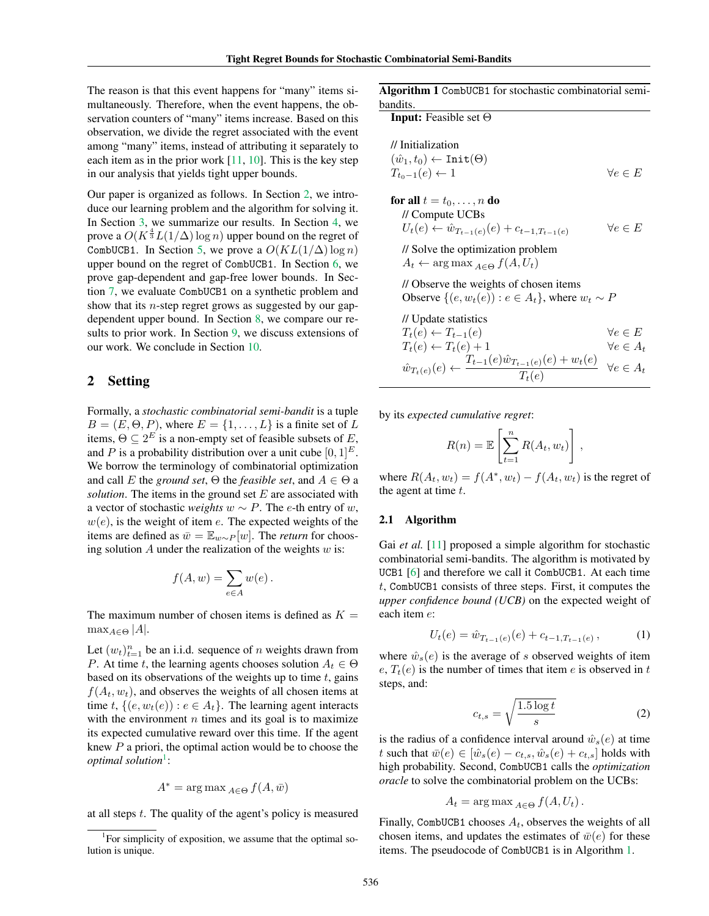The reason is that this event happens for "many" items simultaneously. Therefore, when the event happens, the observation counters of "many" items increase. Based on this observation, we divide the regret associated with the event among "many" items, instead of attributing it separately to each item as in the prior work [11, 10]. This is the key step in our analysis that yields tight upper bounds.

Our paper is organized as follows. In Section 2, we introduce our learning problem and the algorithm for solving it. In Section 3, we summarize our results. In Section 4, we prove a $O(K^{\frac{4}{3}}L(1/\Delta)\log n)$ upper bound on the regret of CombUCB1. In Section 5, we prove a $O(KL(1/\Delta)\log n)$ upper bound on the regret of CombUCB1. In Section 6, we prove gap-dependent and gap-free lower bounds. In Section 7, we evaluate CombUCB1 on a synthetic problem and show that its $n$-step regret grows as suggested by our gap-dependent upper bound. In Section 8, we compare our results to prior work. In Section 9, we discuss extensions of our work. We conclude in Section 10.

## 2 Setting

Formally, a *stochastic combinatorial semi-bandit* is a tuple $B = (E, \Theta, P)$, where $E = \{1, \dots, L\}$ is a finite set of $L$ items, $\Theta \subseteq 2^E$ is a non-empty set of feasible subsets of $E$, and $P$ is a probability distribution over a unit cube $[0, 1]^E$. We borrow the terminology of combinatorial optimization and call $E$ the *ground set*, $\Theta$ the *feasible set*, and $A \in \Theta$ a *solution*. The items in the ground set $E$ are associated with a vector of stochastic *weights* $w \sim P$. The $e$-th entry of $w$, $w(e)$, is the weight of item $e$. The expected weights of the items are defined as $\bar{w} = \mathbb{E}_{w \sim P}[w]$. The *return* for choosing solution $A$ under the realization of the weights $w$ is:

$$f(A, w) = \sum_{e \in A} w(e)\,.$$

The maximum number of chosen items is defined as $K = \max_{A \in \Theta} |A|$.

Let $(w_t)_{t=1}^n$ be an i.i.d. sequence of $n$ weights drawn from $P$. At time $t$, the learning agents chooses solution $A_t \in \Theta$ based on its observations of the weights up to time $t$, gains $f(A_t, w_t)$, and observes the weights of all chosen items at time $t$, $\{(e, w_t(e)) : e \in A_t\}$. The learning agent interacts with the environment $n$ times and its goal is to maximize its expected cumulative reward over this time. If the agent knew $P$ a priori, the optimal action would be to choose the *optimal solution*[1]:

$$A^* = \arg\max_{A \in \Theta} f(A, \bar{w})$$

at all steps $t$. The quality of the agent's policy is measured by its *expected cumulative regret*:

$$R(n) = \mathbb{E}\left[\sum_{t=1}^n R(A_t, w_t)\right]\,,$$

where $R(A_t, w_t) = f(A^*, w_t) - f(A_t, w_t)$ is the regret of the agent at time $t$.

[1] For simplicity of exposition, we assume that the optimal solution is unique.

**Algorithm 1** CombUCB1 for stochastic combinatorial semi-bandits.

**Input:** Feasible set $\Theta$

// Initialization
$(\hat{w}_1, t_0) \leftarrow \texttt{Init}(\Theta)$
$T_{t_0 - 1}(e) \leftarrow 1 \qquad \forall e \in E$

**for all** $t = t_0, \dots, n$ **do**
  // Compute UCBs
  $U_t(e) \leftarrow \hat{w}_{T_{t-1}(e)}(e) + c_{t-1, T_{t-1}(e)} \qquad \forall e \in E$

  // Solve the optimization problem
  $A_t \leftarrow \arg\max_{A \in \Theta} f(A, U_t)$

  // Observe the weights of chosen items
  Observe $\{(e, w_t(e)) : e \in A_t\}$, where $w_t \sim P$

  // Update statistics
  $T_t(e) \leftarrow T_{t-1}(e) \qquad \forall e \in E$
  $T_t(e) \leftarrow T_t(e) + 1 \qquad \forall e \in A_t$
  $\hat{w}_{T_t(e)}(e) \leftarrow \dfrac{T_{t-1}(e)\hat{w}_{T_{t-1}(e)}(e) + w_t(e)}{T_t(e)} \qquad \forall e \in A_t$

### 2.1 Algorithm

Gai *et al.* [11] proposed a simple algorithm for stochastic combinatorial semi-bandits. The algorithm is motivated by UCB1 [6] and therefore we call it CombUCB1. At each time $t$, CombUCB1 consists of three steps. First, it computes the *upper confidence bound (UCB)* on the expected weight of each item $e$:

$$U_t(e) = \hat{w}_{T_{t-1}(e)}(e) + c_{t-1, T_{t-1}(e)}\,, \tag{1}$$

where $\hat{w}_s(e)$ is the average of $s$ observed weights of item $e$, $T_t(e)$ is the number of times that item $e$ is observed in $t$ steps, and:

$$c_{t,s} = \sqrt{\frac{1.5 \log t}{s}} \tag{2}$$

is the radius of a confidence interval around $\hat{w}_s(e)$ at time $t$ such that $\bar{w}(e) \in [\hat{w}_s(e) - c_{t,s}, \hat{w}_s(e) + c_{t,s}]$ holds with high probability. Second, CombUCB1 calls the *optimization oracle* to solve the combinatorial problem on the UCBs:

$$A_t = \arg\max_{A \in \Theta} f(A, U_t)\,.$$

Finally, CombUCB1 chooses $A_t$, observes the weights of all chosen items, and updates the estimates of $\bar{w}(e)$ for these items. The pseudocode of CombUCB1 is in Algorithm 1.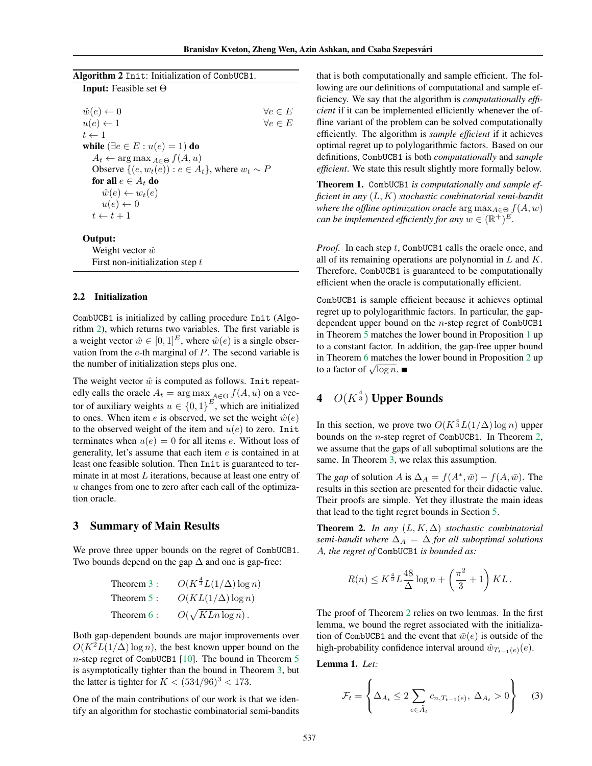**Algorithm 2** `Init`: Initialization of `CombUCB1`.

**Input:** Feasible set $\Theta$

$\hat{w}(e) \leftarrow 0 \qquad \forall e \in E$
$u(e) \leftarrow 1 \qquad \forall e \in E$
$t \leftarrow 1$
**while** $(\exists e \in E : u(e) = 1)$ **do**
  $A_t \leftarrow \arg\max_{A \in \Theta} f(A, u)$
  Observe $\{(e, w_t(e)) : e \in A_t\}$, where $w_t \sim P$
  **for all** $e \in A_t$ **do**
    $\hat{w}(e) \leftarrow w_t(e)$
    $u(e) \leftarrow 0$
  $t \leftarrow t + 1$

**Output:**
  Weight vector $\hat{w}$
  First non-initialization step $t$

### 2.2 Initialization

`CombUCB1` is initialized by calling procedure `Init` (Algorithm 2), which returns two variables. The first variable is a weight vector $\hat{w} \in [0,1]^E$, where $\hat{w}(e)$ is a single observation from the $e$-th marginal of $P$. The second variable is the number of initialization steps plus one.

The weight vector $\hat{w}$ is computed as follows. `Init` repeatedly calls the oracle $A_t = \arg\max_{A \in \Theta} f(A, u)$ on a vector of auxiliary weights $u \in \{0,1\}^E$, which are initialized to ones. When item $e$ is observed, we set the weight $\hat{w}(e)$ to the observed weight of the item and $u(e)$ to zero. `Init` terminates when $u(e) = 0$ for all items $e$. Without loss of generality, let's assume that each item $e$ is contained in at least one feasible solution. Then `Init` is guaranteed to terminate in at most $L$ iterations, because at least one entry of $u$ changes from one to zero after each call of the optimization oracle.

## 3 Summary of Main Results

We prove three upper bounds on the regret of `CombUCB1`. Two bounds depend on the gap $\Delta$ and one is gap-free:

| | |
|---|---|
| Theorem 3 : | $O(K^{\frac{4}{3}} L (1/\Delta) \log n)$ |
| Theorem 5 : | $O(KL(1/\Delta) \log n)$ |
| Theorem 6 : | $O(\sqrt{KLn \log n})$ . |

Both gap-dependent bounds are major improvements over $O(K^2 L (1/\Delta) \log n)$, the best known upper bound on the $n$-step regret of `CombUCB1` [10]. The bound in Theorem 5 is asymptotically tighter than the bound in Theorem 3, but the latter is tighter for $K < (534/96)^3 < 173$.

One of the main contributions of our work is that we identify an algorithm for stochastic combinatorial semi-bandits that is both computationally and sample efficient. The following are our definitions of computational and sample efficiency. We say that the algorithm is *computationally efficient* if it can be implemented efficiently whenever the offline variant of the problem can be solved computationally efficiently. The algorithm is *sample efficient* if it achieves optimal regret up to polylogarithmic factors. Based on our definitions, `CombUCB1` is both *computationally* and *sample efficient*. We state this result slightly more formally below.

**Theorem 1.** *`CombUCB1` is computationally and sample efficient in any $(L, K)$ stochastic combinatorial semi-bandit where the offline optimization oracle $\arg\max_{A \in \Theta} f(A, w)$ can be implemented efficiently for any $w \in (\mathbb{R}^+)^E$.*

*Proof.* In each step $t$, `CombUCB1` calls the oracle once, and all of its remaining operations are polynomial in $L$ and $K$. Therefore, `CombUCB1` is guaranteed to be computationally efficient when the oracle is computationally efficient.

`CombUCB1` is sample efficient because it achieves optimal regret up to polylogarithmic factors. In particular, the gap-dependent upper bound on the $n$-step regret of `CombUCB1` in Theorem 5 matches the lower bound in Proposition 1 up to a constant factor. In addition, the gap-free upper bound in Theorem 6 matches the lower bound in Proposition 2 up to a factor of $\sqrt{\log n}$. ■

## 4 $O(K^{\frac{4}{3}})$ Upper Bounds

In this section, we prove two $O(K^{\frac{4}{3}} L (1/\Delta) \log n)$ upper bounds on the $n$-step regret of `CombUCB1`. In Theorem 2, we assume that the gaps of all suboptimal solutions are the same. In Theorem 3, we relax this assumption.

The *gap* of solution $A$ is $\Delta_A = f(A^*, \bar{w}) - f(A, \bar{w})$. The results in this section are presented for their didactic value. Their proofs are simple. Yet they illustrate the main ideas that lead to the tight regret bounds in Section 5.

**Theorem 2.** *In any $(L, K, \Delta)$ stochastic combinatorial semi-bandit where $\Delta_A = \Delta$ for all suboptimal solutions $A$, the regret of `CombUCB1` is bounded as:*

$$R(n) \leq K^{\frac{4}{3}} L \frac{48}{\Delta} \log n + \left(\frac{\pi^2}{3} + 1\right) KL \,.$$

The proof of Theorem 2 relies on two lemmas. In the first lemma, we bound the regret associated with the initialization of `CombUCB1` and the event that $\bar{w}(e)$ is outside of the high-probability confidence interval around $\hat{w}_{T_{t-1}(e)}(e)$.

**Lemma 1.** *Let:*

$$\mathcal{F}_t = \left\{ \Delta_{A_t} \leq 2 \sum_{e \in \tilde{A}_t} c_{n, T_{t-1}(e)}, \ \Delta_{A_t} > 0 \right\} \qquad (3)$$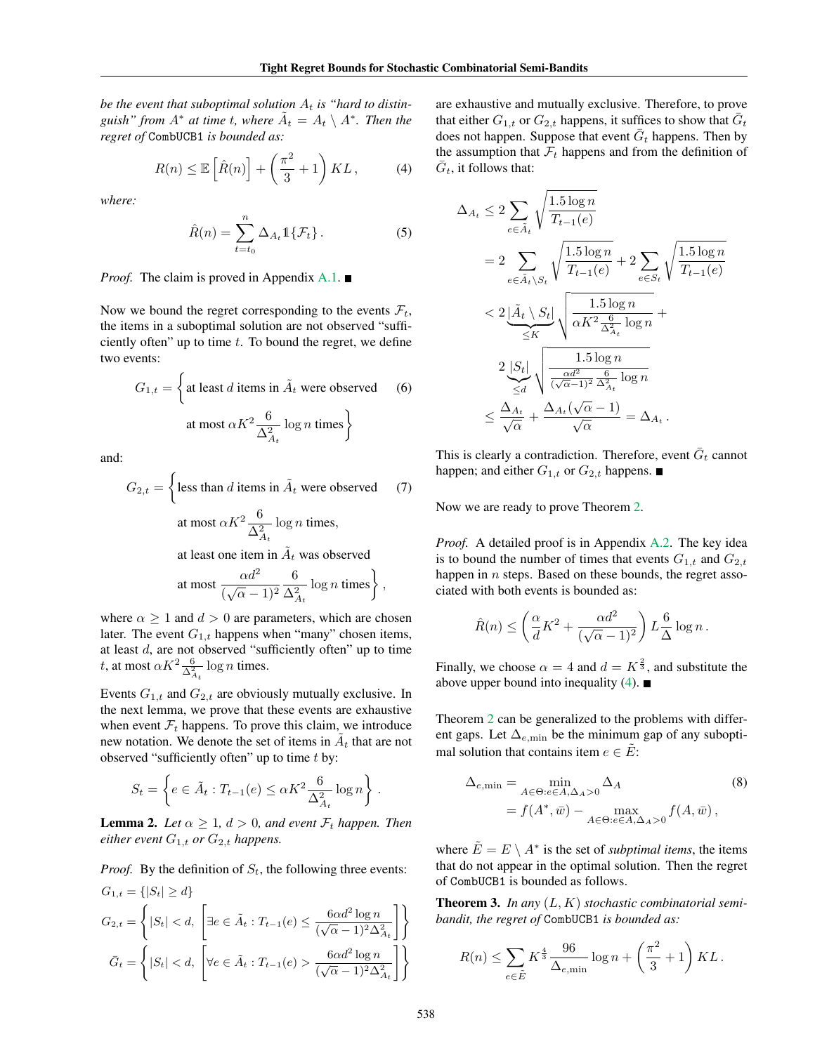*be the event that suboptimal solution $A_t$ is "hard to distinguish" from $A^*$ at time $t$, where $\tilde{A}_t = A_t \setminus A^*$. Then the regret of* CombUCB1 *is bounded as:*

$$R(n) \leq \mathbb{E}\left[\hat{R}(n)\right] + \left(\frac{\pi^2}{3} + 1\right) KL\,, \tag{4}$$

*where:*

$$\hat{R}(n) = \sum_{t=t_0}^{n} \Delta_{A_t} \mathbb{1}\{\mathcal{F}_t\}\,. \tag{5}$$

*Proof.* The claim is proved in Appendix A.1. ∎

Now we bound the regret corresponding to the events $\mathcal{F}_t$, the items in a suboptimal solution are not observed "sufficiently often" up to time $t$. To bound the regret, we define two events:

$$G_{1,t} = \left\{\text{at least } d \text{ items in } \tilde{A}_t \text{ were observed at most } \alpha K^2 \frac{6}{\Delta_{A_t}^2} \log n \text{ times}\right\} \tag{6}$$

and:

$$G_{2,t} = \left\{\text{less than } d \text{ items in } \tilde{A}_t \text{ were observed at most } \alpha K^2 \frac{6}{\Delta_{A_t}^2} \log n \text{ times, at least one item in } \tilde{A}_t \text{ was observed at most } \frac{\alpha d^2}{(\sqrt{\alpha}-1)^2} \frac{6}{\Delta_{A_t}^2} \log n \text{ times}\right\}, \tag{7}$$

where $\alpha \geq 1$ and $d > 0$ are parameters, which are chosen later. The event $G_{1,t}$ happens when "many" chosen items, at least $d$, are not observed "sufficiently often" up to time $t$, at most $\alpha K^2 \frac{6}{\Delta_{A_t}^2} \log n$ times.

Events $G_{1,t}$ and $G_{2,t}$ are obviously mutually exclusive. In the next lemma, we prove that these events are exhaustive when event $\mathcal{F}_t$ happens. To prove this claim, we introduce new notation. We denote the set of items in $\tilde{A}_t$ that are not observed "sufficiently often" up to time $t$ by:

$$S_t = \left\{e \in \tilde{A}_t : T_{t-1}(e) \leq \alpha K^2 \frac{6}{\Delta_{A_t}^2} \log n\right\}.$$

**Lemma 2.** *Let $\alpha \geq 1$, $d > 0$, and event $\mathcal{F}_t$ happen. Then either event $G_{1,t}$ or $G_{2,t}$ happens.*

*Proof.* By the definition of $S_t$, the following three events:

$$G_{1,t} = \{|S_t| \geq d\}$$

$$G_{2,t} = \left\{|S_t| < d,\ \left[\exists e \in \tilde{A}_t : T_{t-1}(e) \leq \frac{6\alpha d^2 \log n}{(\sqrt{\alpha}-1)^2 \Delta_{A_t}^2}\right]\right\}$$

$$\bar{G}_t = \left\{|S_t| < d,\ \left[\forall e \in \tilde{A}_t : T_{t-1}(e) > \frac{6\alpha d^2 \log n}{(\sqrt{\alpha}-1)^2 \Delta_{A_t}^2}\right]\right\}$$

are exhaustive and mutually exclusive. Therefore, to prove that either $G_{1,t}$ or $G_{2,t}$ happens, it suffices to show that $\bar{G}_t$ does not happen. Suppose that event $\bar{G}_t$ happens. Then by the assumption that $\mathcal{F}_t$ happens and from the definition of $\bar{G}_t$, it follows that:

$$\begin{aligned}
\Delta_{A_t} &\leq 2 \sum_{e \in \tilde{A}_t} \sqrt{\frac{1.5 \log n}{T_{t-1}(e)}} \\
&= 2 \sum_{e \in \tilde{A}_t \setminus S_t} \sqrt{\frac{1.5 \log n}{T_{t-1}(e)}} + 2 \sum_{e \in S_t} \sqrt{\frac{1.5 \log n}{T_{t-1}(e)}} \\
&< 2 \underbrace{|\tilde{A}_t \setminus S_t|}_{\leq K} \sqrt{\frac{1.5 \log n}{\alpha K^2 \frac{6}{\Delta_{A_t}^2} \log n}} + \\
&\quad\ 2 \underbrace{|S_t|}_{\leq d} \sqrt{\frac{1.5 \log n}{\frac{\alpha d^2}{(\sqrt{\alpha}-1)^2} \frac{6}{\Delta_{A_t}^2} \log n}} \\
&\leq \frac{\Delta_{A_t}}{\sqrt{\alpha}} + \frac{\Delta_{A_t}(\sqrt{\alpha}-1)}{\sqrt{\alpha}} = \Delta_{A_t}\,.
\end{aligned}$$

This is clearly a contradiction. Therefore, event $\bar{G}_t$ cannot happen; and either $G_{1,t}$ or $G_{2,t}$ happens. ∎

Now we are ready to prove Theorem 2.

*Proof.* A detailed proof is in Appendix A.2. The key idea is to bound the number of times that events $G_{1,t}$ and $G_{2,t}$ happen in $n$ steps. Based on these bounds, the regret associated with both events is bounded as:

$$\hat{R}(n) \leq \left(\frac{\alpha}{d} K^2 + \frac{\alpha d^2}{(\sqrt{\alpha}-1)^2}\right) L \frac{6}{\Delta} \log n\,.$$

Finally, we choose $\alpha = 4$ and $d = K^{\frac{2}{3}}$, and substitute the above upper bound into inequality (4). ∎

Theorem 2 can be generalized to the problems with different gaps. Let $\Delta_{e,\min}$ be the minimum gap of any suboptimal solution that contains item $e \in \tilde{E}$:

$$\begin{aligned}
\Delta_{e,\min} &= \min_{A \in \Theta : e \in A, \Delta_A > 0} \Delta_A \\
&= f(A^*, \bar{w}) - \max_{A \in \Theta : e \in A, \Delta_A > 0} f(A, \bar{w})\,,
\end{aligned} \tag{8}$$

where $\tilde{E} = E \setminus A^*$ is the set of *subptimal items*, the items that do not appear in the optimal solution. Then the regret of CombUCB1 is bounded as follows.

**Theorem 3.** *In any $(L, K)$ stochastic combinatorial semi-bandit, the regret of* CombUCB1 *is bounded as:*

$$R(n) \leq \sum_{e \in \tilde{E}} K^{\frac{4}{3}} \frac{96}{\Delta_{e,\min}} \log n + \left(\frac{\pi^2}{3} + 1\right) KL\,.$$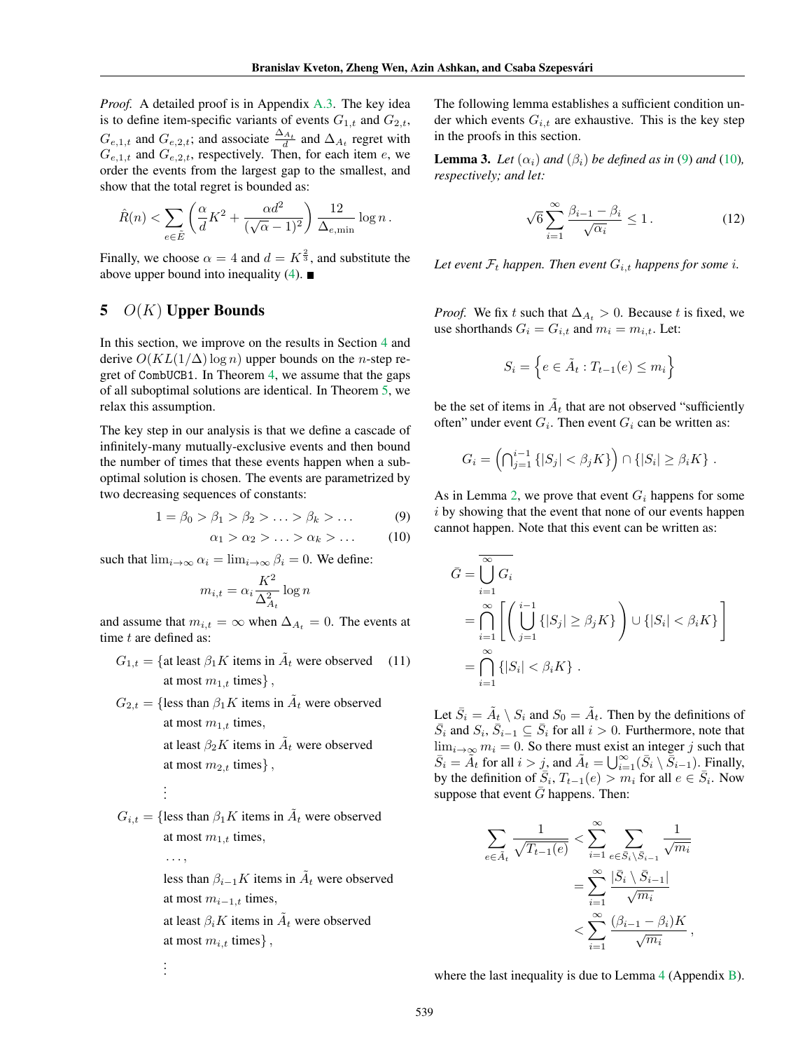*Proof.* A detailed proof is in Appendix A.3. The key idea is to define item-specific variants of events $G_{1,t}$ and $G_{2,t}$, $G_{e,1,t}$ and $G_{e,2,t}$; and associate $\frac{\Delta_{A_t}}{d}$ and $\Delta_{A_t}$ regret with $G_{e,1,t}$ and $G_{e,2,t}$, respectively. Then, for each item $e$, we order the events from the largest gap to the smallest, and show that the total regret is bounded as:

$$\hat{R}(n) < \sum_{e \in \tilde{E}} \left( \frac{\alpha}{d} K^2 + \frac{\alpha d^2}{(\sqrt{\alpha} - 1)^2} \right) \frac{12}{\Delta_{e,\min}} \log n \,.$$

Finally, we choose $\alpha = 4$ and $d = K^{\frac{2}{3}}$, and substitute the above upper bound into inequality (4). ■

## 5 $O(K)$ Upper Bounds

In this section, we improve on the results in Section 4 and derive $O(KL(1/\Delta) \log n)$ upper bounds on the $n$-step regret of `CombUCB1`. In Theorem 4, we assume that the gaps of all suboptimal solutions are identical. In Theorem 5, we relax this assumption.

The key step in our analysis is that we define a cascade of infinitely-many mutually-exclusive events and then bound the number of times that these events happen when a suboptimal solution is chosen. The events are parametrized by two decreasing sequences of constants:

$$1 = \beta_0 > \beta_1 > \beta_2 > \ldots > \beta_k > \ldots \tag{9}$$

$$\alpha_1 > \alpha_2 > \ldots > \alpha_k > \ldots \tag{10}$$

such that $\lim_{i \to \infty} \alpha_i = \lim_{i \to \infty} \beta_i = 0$. We define:

$$m_{i,t} = \alpha_i \frac{K^2}{\Delta_{A_t}^2} \log n$$

and assume that $m_{i,t} = \infty$ when $\Delta_{A_t} = 0$. The events at time $t$ are defined as:

$G_{1,t} = \{$at least $\beta_1 K$ items in $\tilde{A}_t$ were observed at most $m_{1,t}$ times$\}$, (11)

$G_{2,t} = \{$less than $\beta_1 K$ items in $\tilde{A}_t$ were observed at most $m_{1,t}$ times, at least $\beta_2 K$ items in $\tilde{A}_t$ were observed at most $m_{2,t}$ times$\}$,

$\vdots$

$G_{i,t} = \{$less than $\beta_1 K$ items in $\tilde{A}_t$ were observed at most $m_{1,t}$ times, $\ldots$, less than $\beta_{i-1} K$ items in $\tilde{A}_t$ were observed at most $m_{i-1,t}$ times, at least $\beta_i K$ items in $\tilde{A}_t$ were observed at most $m_{i,t}$ times$\}$,

$\vdots$

The following lemma establishes a sufficient condition under which events $G_{i,t}$ are exhaustive. This is the key step in the proofs in this section.

**Lemma 3.** *Let $(\alpha_i)$ and $(\beta_i)$ be defined as in (9) and (10), respectively; and let:*

$$\sqrt{6} \sum_{i=1}^{\infty} \frac{\beta_{i-1} - \beta_i}{\sqrt{\alpha_i}} \leq 1 \,. \tag{12}$$

*Let event $\mathcal{F}_t$ happen. Then event $G_{i,t}$ happens for some $i$.*

*Proof.* We fix $t$ such that $\Delta_{A_t} > 0$. Because $t$ is fixed, we use shorthands $G_i = G_{i,t}$ and $m_i = m_{i,t}$. Let:

$$S_i = \left\{ e \in \tilde{A}_t : T_{t-1}(e) \leq m_i \right\}$$

be the set of items in $\tilde{A}_t$ that are not observed "sufficiently often" under event $G_i$. Then event $G_i$ can be written as:

$$G_i = \left( \bigcap_{j=1}^{i-1} \{|S_j| < \beta_j K\} \right) \cap \{|S_i| \geq \beta_i K\} \,.$$

As in Lemma 2, we prove that event $G_i$ happens for some $i$ by showing that the event that none of our events happen cannot happen. Note that this event can be written as:

$$\begin{aligned}
\bar{G} &= \overline{\bigcup_{i=1}^{\infty} G_i} \\
&= \bigcap_{i=1}^{\infty} \left[ \left( \bigcup_{j=1}^{i-1} \{|S_j| \geq \beta_j K\} \right) \cup \{|S_i| < \beta_i K\} \right] \\
&= \bigcap_{i=1}^{\infty} \{|S_i| < \beta_i K\} \,.
\end{aligned}$$

Let $\bar{S}_i = \tilde{A}_t \setminus S_i$ and $S_0 = \tilde{A}_t$. Then by the definitions of $\bar{S}_i$ and $S_i$, $\bar{S}_{i-1} \subseteq \bar{S}_i$ for all $i > 0$. Furthermore, note that $\lim_{i \to \infty} m_i = 0$. So there must exist an integer $j$ such that $\bar{S}_i = \tilde{A}_t$ for all $i > j$, and $\tilde{A}_t = \bigcup_{i=1}^{\infty} (\bar{S}_i \setminus \bar{S}_{i-1})$. Finally, by the definition of $\bar{S}_i$, $T_{t-1}(e) > m_i$ for all $e \in \bar{S}_i$. Now suppose that event $\bar{G}$ happens. Then:

$$\begin{aligned}
\sum_{e \in \tilde{A}_t} \frac{1}{\sqrt{T_{t-1}(e)}} &< \sum_{i=1}^{\infty} \sum_{e \in \bar{S}_i \setminus \bar{S}_{i-1}} \frac{1}{\sqrt{m_i}} \\
&= \sum_{i=1}^{\infty} \frac{|\bar{S}_i \setminus \bar{S}_{i-1}|}{\sqrt{m_i}} \\
&< \sum_{i=1}^{\infty} \frac{(\beta_{i-1} - \beta_i) K}{\sqrt{m_i}} \,,
\end{aligned}$$

where the last inequality is due to Lemma 4 (Appendix B).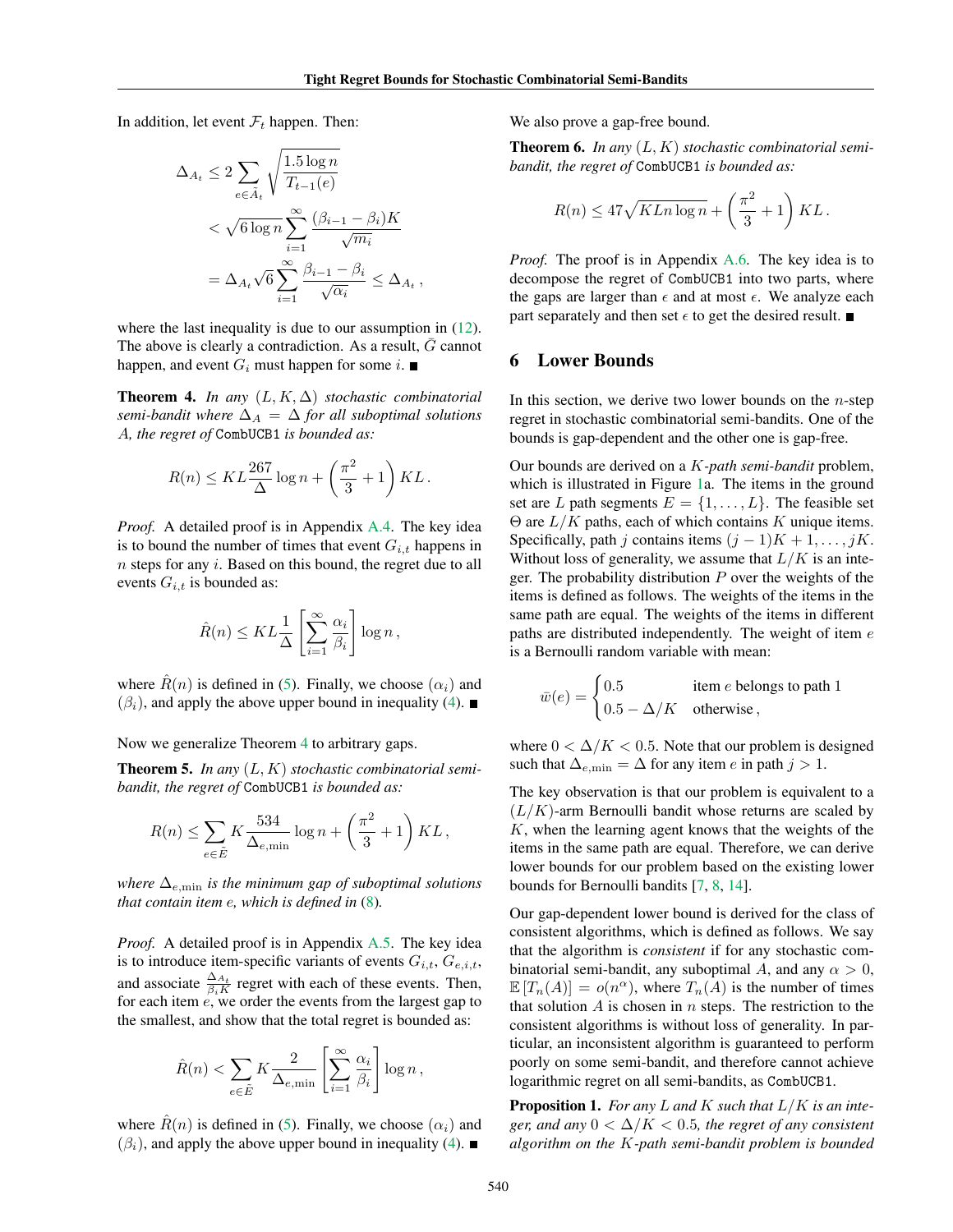In addition, let event $\mathcal{F}_t$ happen. Then:

$$\begin{aligned}
\Delta_{A_t} &\leq 2 \sum_{e \in \tilde{A}_t} \sqrt{\frac{1.5 \log n}{T_{t-1}(e)}} \\
&< \sqrt{6 \log n} \sum_{i=1}^{\infty} \frac{(\beta_{i-1} - \beta_i) K}{\sqrt{m_i}} \\
&= \Delta_{A_t} \sqrt{6} \sum_{i=1}^{\infty} \frac{\beta_{i-1} - \beta_i}{\sqrt{\alpha_i}} \leq \Delta_{A_t} \,,
\end{aligned}$$

where the last inequality is due to our assumption in (12). The above is clearly a contradiction. As a result, $\bar{G}$ cannot happen, and event $G_i$ must happen for some $i$. ■

**Theorem 4.** *In any $(L, K, \Delta)$ stochastic combinatorial semi-bandit where $\Delta_A = \Delta$ for all suboptimal solutions $A$, the regret of* `CombUCB1` *is bounded as:*

$$R(n) \leq KL \frac{267}{\Delta} \log n + \left(\frac{\pi^2}{3} + 1\right) KL \,.$$

*Proof.* A detailed proof is in Appendix A.4. The key idea is to bound the number of times that event $G_{i,t}$ happens in $n$ steps for any $i$. Based on this bound, the regret due to all events $G_{i,t}$ is bounded as:

$$\hat{R}(n) \leq KL \frac{1}{\Delta} \left[\sum_{i=1}^{\infty} \frac{\alpha_i}{\beta_i}\right] \log n \,,$$

where $\hat{R}(n)$ is defined in (5). Finally, we choose $(\alpha_i)$ and $(\beta_i)$, and apply the above upper bound in inequality (4). ■

Now we generalize Theorem 4 to arbitrary gaps.

**Theorem 5.** *In any $(L, K)$ stochastic combinatorial semi-bandit, the regret of* `CombUCB1` *is bounded as:*

$$R(n) \leq \sum_{e \in \tilde{E}} K \frac{534}{\Delta_{e,\min}} \log n + \left(\frac{\pi^2}{3} + 1\right) KL \,,$$

*where $\Delta_{e,\min}$ is the minimum gap of suboptimal solutions that contain item $e$, which is defined in (8).*

*Proof.* A detailed proof is in Appendix A.5. The key idea is to introduce item-specific variants of events $G_{i,t}$, $G_{e,i,t}$, and associate $\frac{\Delta_{A_t}}{\beta_i K}$ regret with each of these events. Then, for each item $e$, we order the events from the largest gap to the smallest, and show that the total regret is bounded as:

$$\hat{R}(n) < \sum_{e \in \tilde{E}} K \frac{2}{\Delta_{e,\min}} \left[\sum_{i=1}^{\infty} \frac{\alpha_i}{\beta_i}\right] \log n \,,$$

where $\hat{R}(n)$ is defined in (5). Finally, we choose $(\alpha_i)$ and $(\beta_i)$, and apply the above upper bound in inequality (4). ■

We also prove a gap-free bound.

**Theorem 6.** *In any $(L, K)$ stochastic combinatorial semi-bandit, the regret of* `CombUCB1` *is bounded as:*

$$R(n) \leq 47\sqrt{KLn \log n} + \left(\frac{\pi^2}{3} + 1\right) KL \,.$$

*Proof.* The proof is in Appendix A.6. The key idea is to decompose the regret of `CombUCB1` into two parts, where the gaps are larger than $\epsilon$ and at most $\epsilon$. We analyze each part separately and then set $\epsilon$ to get the desired result. ■

## 6 Lower Bounds

In this section, we derive two lower bounds on the $n$-step regret in stochastic combinatorial semi-bandits. One of the bounds is gap-dependent and the other one is gap-free.

Our bounds are derived on a $K$*-path semi-bandit* problem, which is illustrated in Figure 1a. The items in the ground set are $L$ path segments $E = \{1, \dots, L\}$. The feasible set $\Theta$ are $L/K$ paths, each of which contains $K$ unique items. Specifically, path $j$ contains items $(j-1)K + 1, \dots, jK$. Without loss of generality, we assume that $L/K$ is an integer. The probability distribution $P$ over the weights of the items is defined as follows. The weights of the items in the same path are equal. The weights of the items in different paths are distributed independently. The weight of item $e$ is a Bernoulli random variable with mean:

$$\bar{w}(e) = \begin{cases} 0.5 & \text{item } e \text{ belongs to path } 1 \\ 0.5 - \Delta/K & \text{otherwise}\,, \end{cases}$$

where $0 < \Delta/K < 0.5$. Note that our problem is designed such that $\Delta_{e,\min} = \Delta$ for any item $e$ in path $j > 1$.

The key observation is that our problem is equivalent to a $(L/K)$-arm Bernoulli bandit whose returns are scaled by $K$, when the learning agent knows that the weights of the items in the same path are equal. Therefore, we can derive lower bounds for our problem based on the existing lower bounds for Bernoulli bandits [7, 8, 14].

Our gap-dependent lower bound is derived for the class of consistent algorithms, which is defined as follows. We say that the algorithm is *consistent* if for any stochastic combinatorial semi-bandit, any suboptimal $A$, and any $\alpha > 0$, $\mathbb{E}[T_n(A)] = o(n^\alpha)$, where $T_n(A)$ is the number of times that solution $A$ is chosen in $n$ steps. The restriction to the consistent algorithms is without loss of generality. In particular, an inconsistent algorithm is guaranteed to perform poorly on some semi-bandit, and therefore cannot achieve logarithmic regret on all semi-bandits, as `CombUCB1`.

**Proposition 1.** *For any $L$ and $K$ such that $L/K$ is an integer, and any $0 < \Delta/K < 0.5$, the regret of any consistent algorithm on the $K$-path semi-bandit problem is bounded*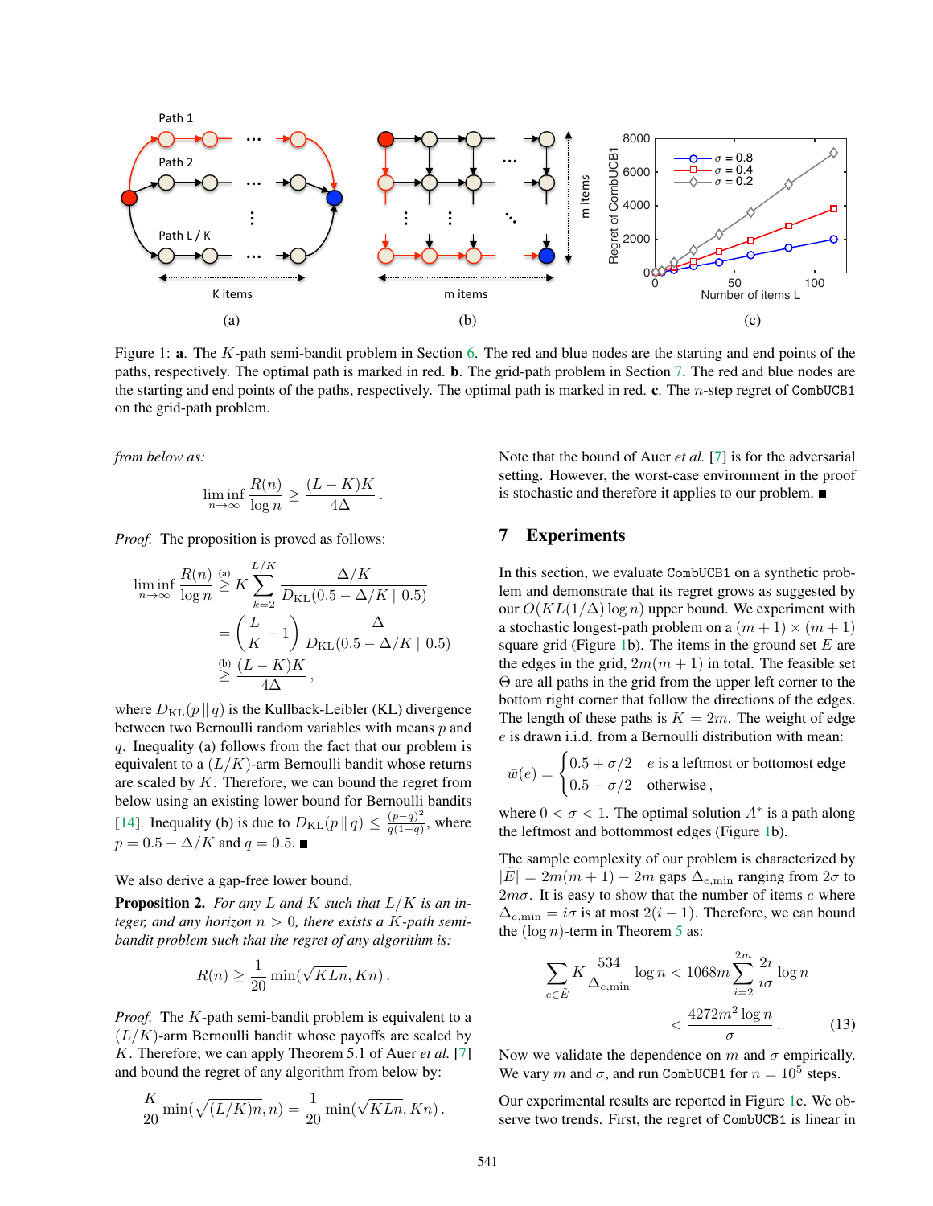Figure 1: **a**. The $K$-path semi-bandit problem in Section 6. The red and blue nodes are the starting and end points of the paths, respectively. The optimal path is marked in red. **b**. The grid-path problem in Section 7. The red and blue nodes are the starting and end points of the paths, respectively. The optimal path is marked in red. **c**. The $n$-step regret of `CombUCB1` on the grid-path problem.

*from below as:*

$$\liminf_{n\to\infty} \frac{R(n)}{\log n} \geq \frac{(L-K)K}{4\Delta}.$$

*Proof.* The proposition is proved as follows:

$$\begin{aligned}
\liminf_{n\to\infty} \frac{R(n)}{\log n} &\overset{(a)}{\geq} K \sum_{k=2}^{L/K} \frac{\Delta/K}{D_{\mathrm{KL}}(0.5-\Delta/K \,\|\, 0.5)} \\
&= \left(\frac{L}{K}-1\right) \frac{\Delta}{D_{\mathrm{KL}}(0.5-\Delta/K \,\|\, 0.5)} \\
&\overset{(b)}{\geq} \frac{(L-K)K}{4\Delta},
\end{aligned}$$

where $D_{\mathrm{KL}}(p \,\|\, q)$ is the Kullback-Leibler (KL) divergence between two Bernoulli random variables with means $p$ and $q$. Inequality (a) follows from the fact that our problem is equivalent to a $(L/K)$-arm Bernoulli bandit whose returns are scaled by $K$. Therefore, we can bound the regret from below using an existing lower bound for Bernoulli bandits [14]. Inequality (b) is due to $D_{\mathrm{KL}}(p \,\|\, q) \leq \frac{(p-q)^2}{q(1-q)}$, where $p = 0.5 - \Delta/K$ and $q = 0.5$. ∎

We also derive a gap-free lower bound.

**Proposition 2.** *For any $L$ and $K$ such that $L/K$ is an integer, and any horizon $n > 0$, there exists a $K$-path semi-bandit problem such that the regret of any algorithm is:*

$$R(n) \geq \frac{1}{20} \min(\sqrt{KLn}, Kn).$$

*Proof.* The $K$-path semi-bandit problem is equivalent to a $(L/K)$-arm Bernoulli bandit whose payoffs are scaled by $K$. Therefore, we can apply Theorem 5.1 of Auer *et al.* [7] and bound the regret of any algorithm from below by:

$$\frac{K}{20} \min(\sqrt{(L/K)n}, n) = \frac{1}{20} \min(\sqrt{KLn}, Kn).$$

Note that the bound of Auer *et al.* [7] is for the adversarial setting. However, the worst-case environment in the proof is stochastic and therefore it applies to our problem. ∎

## 7 Experiments

In this section, we evaluate `CombUCB1` on a synthetic problem and demonstrate that its regret grows as suggested by our $O(KL(1/\Delta)\log n)$ upper bound. We experiment with a stochastic longest-path problem on a $(m+1)\times(m+1)$ square grid (Figure 1b). The items in the ground set $E$ are the edges in the grid, $2m(m+1)$ in total. The feasible set $\Theta$ are all paths in the grid from the upper left corner to the bottom right corner that follow the directions of the edges. The length of these paths is $K = 2m$. The weight of edge $e$ is drawn i.i.d. from a Bernoulli distribution with mean:

$$\bar{w}(e) = \begin{cases} 0.5 + \sigma/2 & e \text{ is a leftmost or bottomost edge} \\ 0.5 - \sigma/2 & \text{otherwise}, \end{cases}$$

where $0 < \sigma < 1$. The optimal solution $A^*$ is a path along the leftmost and bottommost edges (Figure 1b).

The sample complexity of our problem is characterized by $|\tilde{E}| = 2m(m+1) - 2m$ gaps $\Delta_{e,\min}$ ranging from $2\sigma$ to $2m\sigma$. It is easy to show that the number of items $e$ where $\Delta_{e,\min} = i\sigma$ is at most $2(i-1)$. Therefore, we can bound the $(\log n)$-term in Theorem 5 as:

$$\begin{aligned}
\sum_{e\in\tilde{E}} K \frac{534}{\Delta_{e,\min}} \log n &< 1068m \sum_{i=2}^{2m} \frac{2i}{i\sigma} \log n \\
&< \frac{4272m^2 \log n}{\sigma}. \qquad (13)
\end{aligned}$$

Now we validate the dependence on $m$ and $\sigma$ empirically. We vary $m$ and $\sigma$, and run `CombUCB1` for $n = 10^5$ steps.

Our experimental results are reported in Figure 1c. We observe two trends. First, the regret of `CombUCB1` is linear in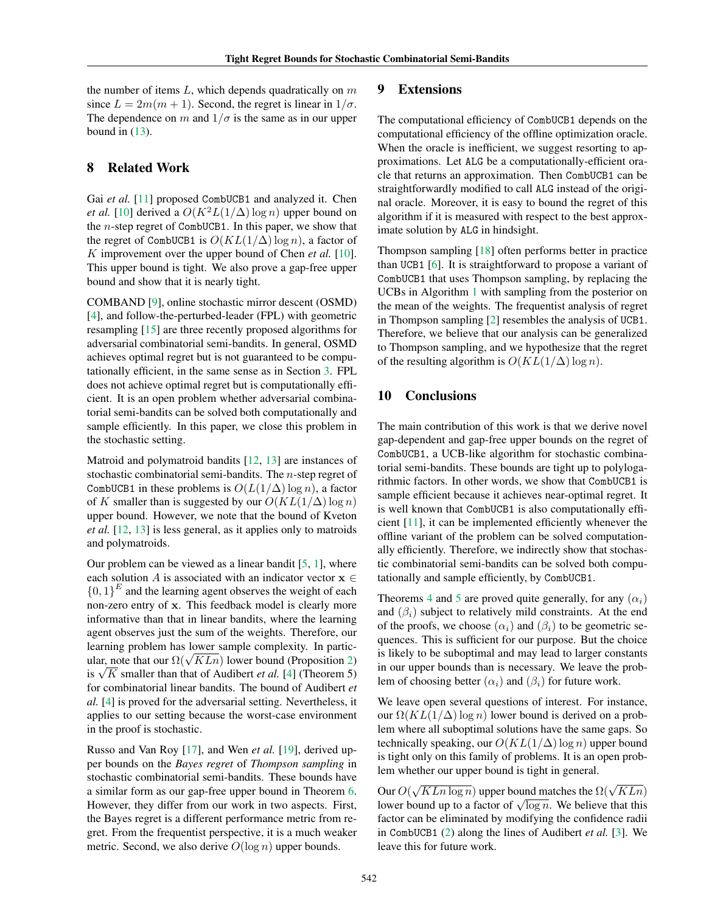the number of items $L$, which depends quadratically on $m$ since $L = 2m(m+1)$. Second, the regret is linear in $1/\sigma$. The dependence on $m$ and $1/\sigma$ is the same as in our upper bound in (13).

## 8 Related Work

Gai *et al.* [11] proposed CombUCB1 and analyzed it. Chen *et al.* [10] derived a $O(K^2 L(1/\Delta)\log n)$ upper bound on the $n$-step regret of CombUCB1. In this paper, we show that the regret of CombUCB1 is $O(KL(1/\Delta)\log n)$, a factor of $K$ improvement over the upper bound of Chen *et al.* [10]. This upper bound is tight. We also prove a gap-free upper bound and show that it is nearly tight.

COMBAND [9], online stochastic mirror descent (OSMD) [4], and follow-the-perturbed-leader (FPL) with geometric resampling [15] are three recently proposed algorithms for adversarial combinatorial semi-bandits. In general, OSMD achieves optimal regret but is not guaranteed to be computationally efficient, in the same sense as in Section 3. FPL does not achieve optimal regret but is computationally efficient. It is an open problem whether adversarial combinatorial semi-bandits can be solved both computationally and sample efficiently. In this paper, we close this problem in the stochastic setting.

Matroid and polymatroid bandits [12, 13] are instances of stochastic combinatorial semi-bandits. The $n$-step regret of CombUCB1 in these problems is $O(L(1/\Delta)\log n)$, a factor of $K$ smaller than is suggested by our $O(KL(1/\Delta)\log n)$ upper bound. However, we note that the bound of Kveton *et al.* [12, 13] is less general, as it applies only to matroids and polymatroids.

Our problem can be viewed as a linear bandit [5, 1], where each solution $A$ is associated with an indicator vector $\mathbf{x} \in \{0,1\}^E$ and the learning agent observes the weight of each non-zero entry of $\mathbf{x}$. This feedback model is clearly more informative than that in linear bandits, where the learning agent observes just the sum of the weights. Therefore, our learning problem has lower sample complexity. In particular, note that our $\Omega(\sqrt{KLn})$ lower bound (Proposition 2) is $\sqrt{K}$ smaller than that of Audibert *et al.* [4] (Theorem 5) for combinatorial linear bandits. The bound of Audibert *et al.* [4] is proved for the adversarial setting. Nevertheless, it applies to our setting because the worst-case environment in the proof is stochastic.

Russo and Van Roy [17], and Wen *et al.* [19], derived upper bounds on the *Bayes regret* of *Thompson sampling* in stochastic combinatorial semi-bandits. These bounds have a similar form as our gap-free upper bound in Theorem 6. However, they differ from our work in two aspects. First, the Bayes regret is a different performance metric from regret. From the frequentist perspective, it is a much weaker metric. Second, we also derive $O(\log n)$ upper bounds.

## 9 Extensions

The computational efficiency of CombUCB1 depends on the computational efficiency of the offline optimization oracle. When the oracle is inefficient, we suggest resorting to approximations. Let ALG be a computationally-efficient oracle that returns an approximation. Then CombUCB1 can be straightforwardly modified to call ALG instead of the original oracle. Moreover, it is easy to bound the regret of this algorithm if it is measured with respect to the best approximate solution by ALG in hindsight.

Thompson sampling [18] often performs better in practice than UCB1 [6]. It is straightforward to propose a variant of CombUCB1 that uses Thompson sampling, by replacing the UCBs in Algorithm 1 with sampling from the posterior on the mean of the weights. The frequentist analysis of regret in Thompson sampling [2] resembles the analysis of UCB1. Therefore, we believe that our analysis can be generalized to Thompson sampling, and we hypothesize that the regret of the resulting algorithm is $O(KL(1/\Delta)\log n)$.

## 10 Conclusions

The main contribution of this work is that we derive novel gap-dependent and gap-free upper bounds on the regret of CombUCB1, a UCB-like algorithm for stochastic combinatorial semi-bandits. These bounds are tight up to polylogarithmic factors. In other words, we show that CombUCB1 is sample efficient because it achieves near-optimal regret. It is well known that CombUCB1 is also computationally efficient [11], it can be implemented efficiently whenever the offline variant of the problem can be solved computationally efficiently. Therefore, we indirectly show that stochastic combinatorial semi-bandits can be solved both computationally and sample efficiently, by CombUCB1.

Theorems 4 and 5 are proved quite generally, for any $(\alpha_i)$ and $(\beta_i)$ subject to relatively mild constraints. At the end of the proofs, we choose $(\alpha_i)$ and $(\beta_i)$ to be geometric sequences. This is sufficient for our purpose. But the choice is likely to be suboptimal and may lead to larger constants in our upper bounds than is necessary. We leave the problem of choosing better $(\alpha_i)$ and $(\beta_i)$ for future work.

We leave open several questions of interest. For instance, our $\Omega(KL(1/\Delta)\log n)$ lower bound is derived on a problem where all suboptimal solutions have the same gaps. So technically speaking, our $O(KL(1/\Delta)\log n)$ upper bound is tight only on this family of problems. It is an open problem whether our upper bound is tight in general.

Our $O(\sqrt{KLn\log n})$ upper bound matches the $\Omega(\sqrt{KLn})$ lower bound up to a factor of $\sqrt{\log n}$. We believe that this factor can be eliminated by modifying the confidence radii in CombUCB1 (2) along the lines of Audibert *et al.* [3]. We leave this for future work.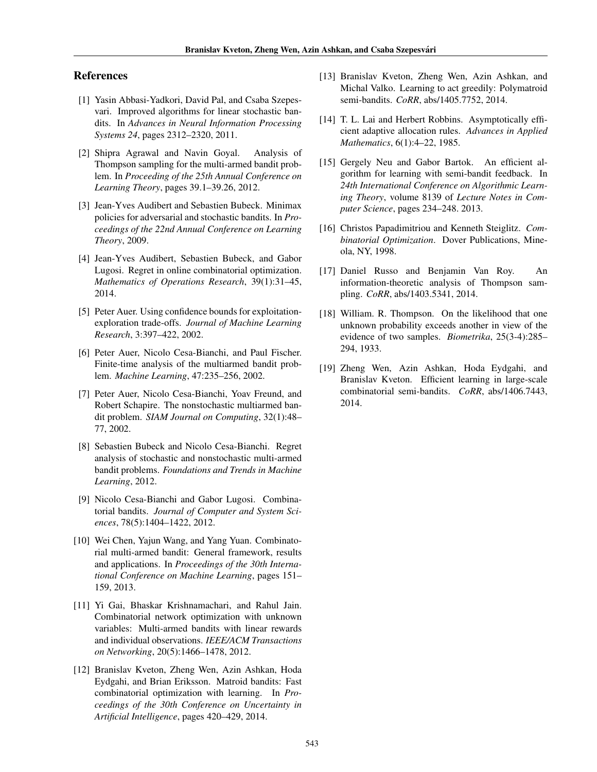## References

[1] Yasin Abbasi-Yadkori, David Pal, and Csaba Szepesvari. Improved algorithms for linear stochastic bandits. In *Advances in Neural Information Processing Systems 24*, pages 2312–2320, 2011.

[2] Shipra Agrawal and Navin Goyal. Analysis of Thompson sampling for the multi-armed bandit problem. In *Proceeding of the 25th Annual Conference on Learning Theory*, pages 39.1–39.26, 2012.

[3] Jean-Yves Audibert and Sebastien Bubeck. Minimax policies for adversarial and stochastic bandits. In *Proceedings of the 22nd Annual Conference on Learning Theory*, 2009.

[4] Jean-Yves Audibert, Sebastien Bubeck, and Gabor Lugosi. Regret in online combinatorial optimization. *Mathematics of Operations Research*, 39(1):31–45, 2014.

[5] Peter Auer. Using confidence bounds for exploitation-exploration trade-offs. *Journal of Machine Learning Research*, 3:397–422, 2002.

[6] Peter Auer, Nicolo Cesa-Bianchi, and Paul Fischer. Finite-time analysis of the multiarmed bandit problem. *Machine Learning*, 47:235–256, 2002.

[7] Peter Auer, Nicolo Cesa-Bianchi, Yoav Freund, and Robert Schapire. The nonstochastic multiarmed bandit problem. *SIAM Journal on Computing*, 32(1):48–77, 2002.

[8] Sebastien Bubeck and Nicolo Cesa-Bianchi. Regret analysis of stochastic and nonstochastic multi-armed bandit problems. *Foundations and Trends in Machine Learning*, 2012.

[9] Nicolo Cesa-Bianchi and Gabor Lugosi. Combinatorial bandits. *Journal of Computer and System Sciences*, 78(5):1404–1422, 2012.

[10] Wei Chen, Yajun Wang, and Yang Yuan. Combinatorial multi-armed bandit: General framework, results and applications. In *Proceedings of the 30th International Conference on Machine Learning*, pages 151–159, 2013.

[11] Yi Gai, Bhaskar Krishnamachari, and Rahul Jain. Combinatorial network optimization with unknown variables: Multi-armed bandits with linear rewards and individual observations. *IEEE/ACM Transactions on Networking*, 20(5):1466–1478, 2012.

[12] Branislav Kveton, Zheng Wen, Azin Ashkan, Hoda Eydgahi, and Brian Eriksson. Matroid bandits: Fast combinatorial optimization with learning. In *Proceedings of the 30th Conference on Uncertainty in Artificial Intelligence*, pages 420–429, 2014.

[13] Branislav Kveton, Zheng Wen, Azin Ashkan, and Michal Valko. Learning to act greedily: Polymatroid semi-bandits. *CoRR*, abs/1405.7752, 2014.

[14] T. L. Lai and Herbert Robbins. Asymptotically efficient adaptive allocation rules. *Advances in Applied Mathematics*, 6(1):4–22, 1985.

[15] Gergely Neu and Gabor Bartok. An efficient algorithm for learning with semi-bandit feedback. In *24th International Conference on Algorithmic Learning Theory*, volume 8139 of *Lecture Notes in Computer Science*, pages 234–248. 2013.

[16] Christos Papadimitriou and Kenneth Steiglitz. *Combinatorial Optimization*. Dover Publications, Mineola, NY, 1998.

[17] Daniel Russo and Benjamin Van Roy. An information-theoretic analysis of Thompson sampling. *CoRR*, abs/1403.5341, 2014.

[18] William. R. Thompson. On the likelihood that one unknown probability exceeds another in view of the evidence of two samples. *Biometrika*, 25(3-4):285–294, 1933.

[19] Zheng Wen, Azin Ashkan, Hoda Eydgahi, and Branislav Kveton. Efficient learning in large-scale combinatorial semi-bandits. *CoRR*, abs/1406.7443, 2014.